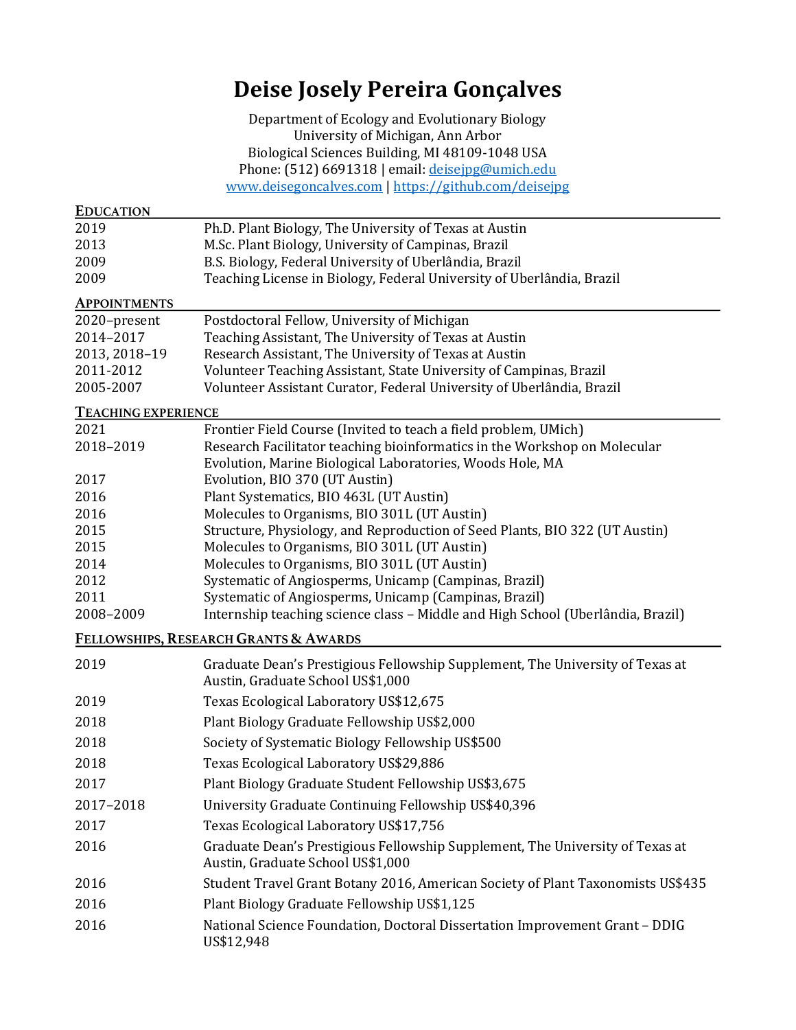# Deise Josely Pereira Gonçalves

Department of Ecology and Evolutionary Biology
University of Michigan, Ann Arbor
Biological Sciences Building, MI 48109-1048 USA
Phone: (512) 6691318 | email: [deisejpg@umich.edu](mailto:deisejpg@umich.edu)
[www.deisegoncalves.com](http://www.deisegoncalves.com) | [https://github.com/deisejpg](https://github.com/deisejpg)

## EDUCATION

| | |
|---|---|
| 2019 | Ph.D. Plant Biology, The University of Texas at Austin |
| 2013 | M.Sc. Plant Biology, University of Campinas, Brazil |
| 2009 | B.S. Biology, Federal University of Uberlândia, Brazil |
| 2009 | Teaching License in Biology, Federal University of Uberlândia, Brazil |

## APPOINTMENTS

| | |
|---|---|
| 2020–present | Postdoctoral Fellow, University of Michigan |
| 2014–2017 | Teaching Assistant, The University of Texas at Austin |
| 2013, 2018–19 | Research Assistant, The University of Texas at Austin |
| 2011-2012 | Volunteer Teaching Assistant, State University of Campinas, Brazil |
| 2005-2007 | Volunteer Assistant Curator, Federal University of Uberlândia, Brazil |

## TEACHING EXPERIENCE

| | |
|---|---|
| 2021 | Frontier Field Course (Invited to teach a field problem, UMich) |
| 2018–2019 | Research Facilitator teaching bioinformatics in the Workshop on Molecular Evolution, Marine Biological Laboratories, Woods Hole, MA |
| 2017 | Evolution, BIO 370 (UT Austin) |
| 2016 | Plant Systematics, BIO 463L (UT Austin) |
| 2016 | Molecules to Organisms, BIO 301L (UT Austin) |
| 2015 | Structure, Physiology, and Reproduction of Seed Plants, BIO 322 (UT Austin) |
| 2015 | Molecules to Organisms, BIO 301L (UT Austin) |
| 2014 | Molecules to Organisms, BIO 301L (UT Austin) |
| 2012 | Systematic of Angiosperms, Unicamp (Campinas, Brazil) |
| 2011 | Systematic of Angiosperms, Unicamp (Campinas, Brazil) |
| 2008–2009 | Internship teaching science class – Middle and High School (Uberlândia, Brazil) |

## FELLOWSHIPS, RESEARCH GRANTS & AWARDS

| | |
|---|---|
| 2019 | Graduate Dean's Prestigious Fellowship Supplement, The University of Texas at Austin, Graduate School US$1,000 |
| 2019 | Texas Ecological Laboratory US$12,675 |
| 2018 | Plant Biology Graduate Fellowship US$2,000 |
| 2018 | Society of Systematic Biology Fellowship US$500 |
| 2018 | Texas Ecological Laboratory US$29,886 |
| 2017 | Plant Biology Graduate Student Fellowship US$3,675 |
| 2017–2018 | University Graduate Continuing Fellowship US$40,396 |
| 2017 | Texas Ecological Laboratory US$17,756 |
| 2016 | Graduate Dean's Prestigious Fellowship Supplement, The University of Texas at Austin, Graduate School US$1,000 |
| 2016 | Student Travel Grant Botany 2016, American Society of Plant Taxonomists US$435 |
| 2016 | Plant Biology Graduate Fellowship US$1,125 |
| 2016 | National Science Foundation, Doctoral Dissertation Improvement Grant – DDIG US$12,948 |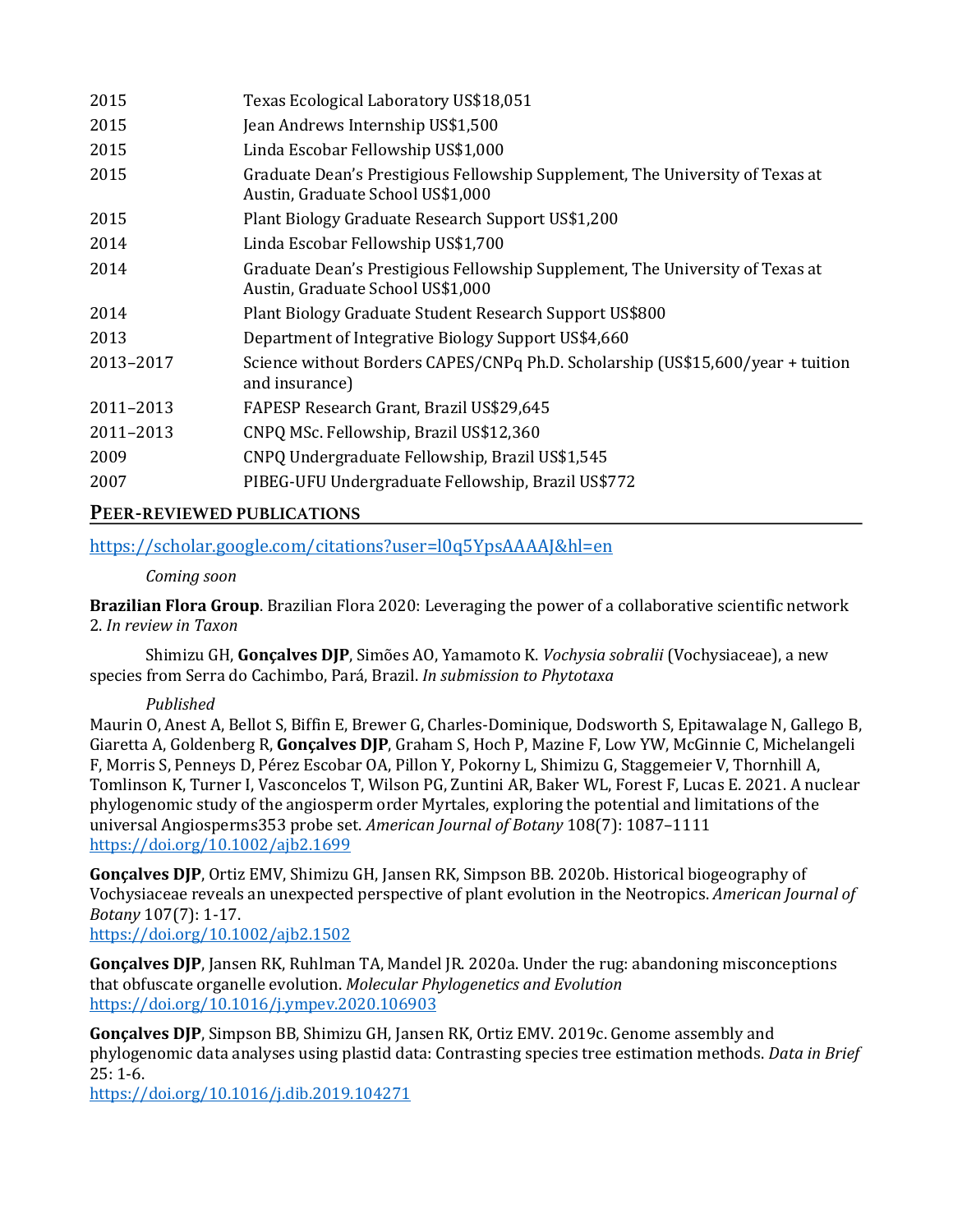| | |
|---|---|
| 2015 | Texas Ecological Laboratory US$18,051 |
| 2015 | Jean Andrews Internship US$1,500 |
| 2015 | Linda Escobar Fellowship US$1,000 |
| 2015 | Graduate Dean's Prestigious Fellowship Supplement, The University of Texas at Austin, Graduate School US$1,000 |
| 2015 | Plant Biology Graduate Research Support US$1,200 |
| 2014 | Linda Escobar Fellowship US$1,700 |
| 2014 | Graduate Dean's Prestigious Fellowship Supplement, The University of Texas at Austin, Graduate School US$1,000 |
| 2014 | Plant Biology Graduate Student Research Support US$800 |
| 2013 | Department of Integrative Biology Support US$4,660 |
| 2013–2017 | Science without Borders CAPES/CNPq Ph.D. Scholarship (US$15,600/year + tuition and insurance) |
| 2011–2013 | FAPESP Research Grant, Brazil US$29,645 |
| 2011–2013 | CNPQ MSc. Fellowship, Brazil US$12,360 |
| 2009 | CNPQ Undergraduate Fellowship, Brazil US$1,545 |
| 2007 | PIBEG-UFU Undergraduate Fellowship, Brazil US$772 |

## PEER-REVIEWED PUBLICATIONS

https://scholar.google.com/citations?user=l0q5YpsAAAAJ&hl=en

*Coming soon*

**Brazilian Flora Group**. Brazilian Flora 2020: Leveraging the power of a collaborative scientific network 2. *In review in Taxon*

Shimizu GH, **Gonçalves DJP**, Simões AO, Yamamoto K. *Vochysia sobralii* (Vochysiaceae), a new species from Serra do Cachimbo, Pará, Brazil. *In submission to Phytotaxa*

*Published*

Maurin O, Anest A, Bellot S, Biffin E, Brewer G, Charles-Dominique, Dodsworth S, Epitawalage N, Gallego B, Giaretta A, Goldenberg R, **Gonçalves DJP**, Graham S, Hoch P, Mazine F, Low YW, McGinnie C, Michelangeli F, Morris S, Penneys D, Pérez Escobar OA, Pillon Y, Pokorny L, Shimizu G, Staggemeier V, Thornhill A, Tomlinson K, Turner I, Vasconcelos T, Wilson PG, Zuntini AR, Baker WL, Forest F, Lucas E. 2021. A nuclear phylogenomic study of the angiosperm order Myrtales, exploring the potential and limitations of the universal Angiosperms353 probe set. *American Journal of Botany* 108(7): 1087–1111 https://doi.org/10.1002/ajb2.1699

**Gonçalves DJP**, Ortiz EMV, Shimizu GH, Jansen RK, Simpson BB. 2020b. Historical biogeography of Vochysiaceae reveals an unexpected perspective of plant evolution in the Neotropics. *American Journal of Botany* 107(7): 1-17.
https://doi.org/10.1002/ajb2.1502

**Gonçalves DJP**, Jansen RK, Ruhlman TA, Mandel JR. 2020a. Under the rug: abandoning misconceptions that obfuscate organelle evolution. *Molecular Phylogenetics and Evolution* https://doi.org/10.1016/j.ympev.2020.106903

**Gonçalves DJP**, Simpson BB, Shimizu GH, Jansen RK, Ortiz EMV. 2019c. Genome assembly and phylogenomic data analyses using plastid data: Contrasting species tree estimation methods. *Data in Brief* 25: 1-6.
https://doi.org/10.1016/j.dib.2019.104271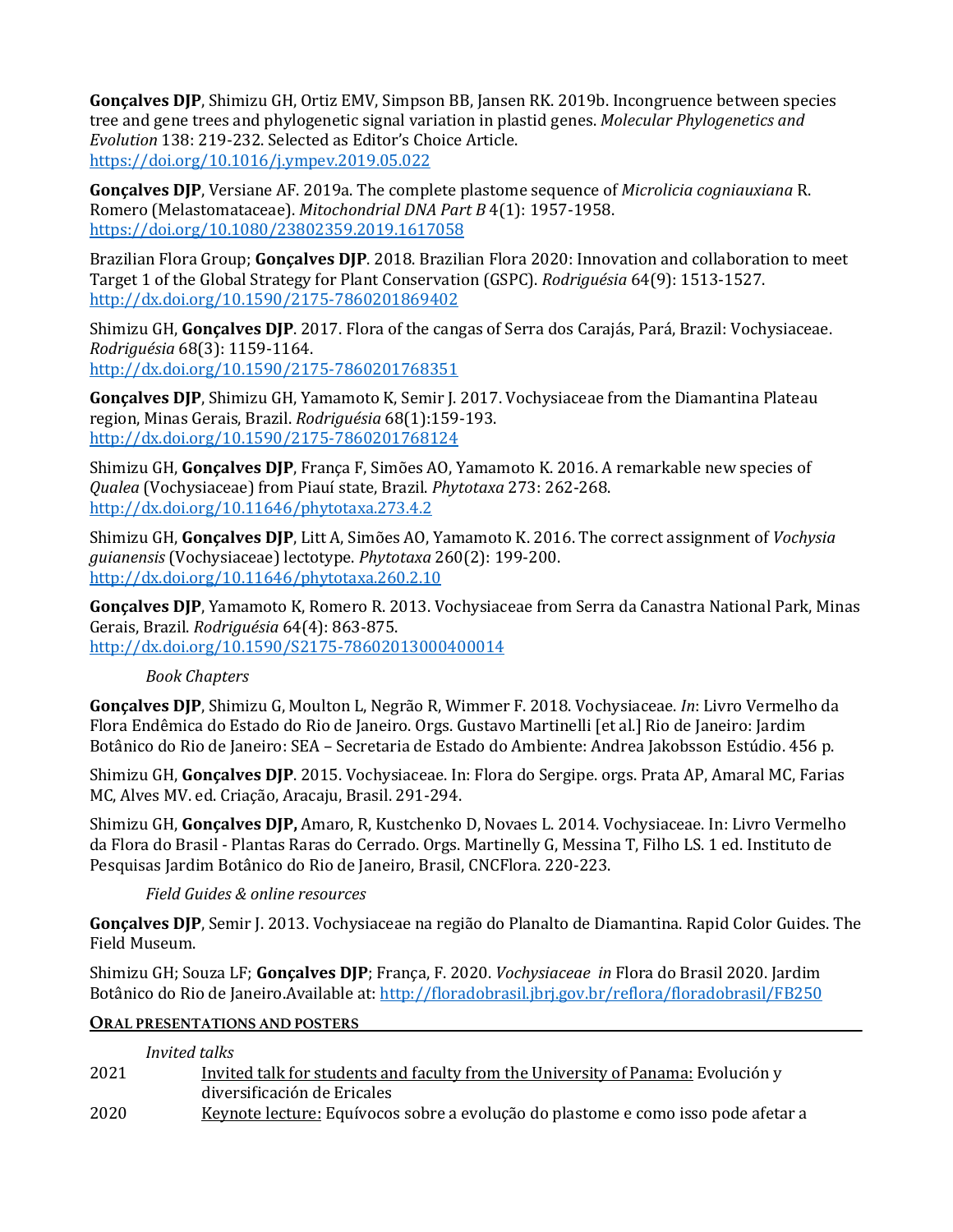**Gonçalves DJP**, Shimizu GH, Ortiz EMV, Simpson BB, Jansen RK. 2019b. Incongruence between species tree and gene trees and phylogenetic signal variation in plastid genes. *Molecular Phylogenetics and Evolution* 138: 219-232. Selected as Editor's Choice Article. https://doi.org/10.1016/j.ympev.2019.05.022

**Gonçalves DJP**, Versiane AF. 2019a. The complete plastome sequence of *Microlicia cogniauxiana* R. Romero (Melastomataceae). *Mitochondrial DNA Part B* 4(1): 1957-1958. https://doi.org/10.1080/23802359.2019.1617058

Brazilian Flora Group; **Gonçalves DJP**. 2018. Brazilian Flora 2020: Innovation and collaboration to meet Target 1 of the Global Strategy for Plant Conservation (GSPC). *Rodriguésia* 64(9): 1513-1527. http://dx.doi.org/10.1590/2175-7860201869402

Shimizu GH, **Gonçalves DJP**. 2017. Flora of the cangas of Serra dos Carajás, Pará, Brazil: Vochysiaceae. *Rodriguésia* 68(3): 1159-1164. http://dx.doi.org/10.1590/2175-7860201768351

**Gonçalves DJP**, Shimizu GH, Yamamoto K, Semir J. 2017. Vochysiaceae from the Diamantina Plateau region, Minas Gerais, Brazil. *Rodriguésia* 68(1):159-193. http://dx.doi.org/10.1590/2175-7860201768124

Shimizu GH, **Gonçalves DJP**, França F, Simões AO, Yamamoto K. 2016. A remarkable new species of *Qualea* (Vochysiaceae) from Piauí state, Brazil. *Phytotaxa* 273: 262-268. http://dx.doi.org/10.11646/phytotaxa.273.4.2

Shimizu GH, **Gonçalves DJP**, Litt A, Simões AO, Yamamoto K. 2016. The correct assignment of *Vochysia guianensis* (Vochysiaceae) lectotype. *Phytotaxa* 260(2): 199-200. http://dx.doi.org/10.11646/phytotaxa.260.2.10

**Gonçalves DJP**, Yamamoto K, Romero R. 2013. Vochysiaceae from Serra da Canastra National Park, Minas Gerais, Brazil. *Rodriguésia* 64(4): 863-875. http://dx.doi.org/10.1590/S2175-78602013000400014

*Book Chapters*

**Gonçalves DJP**, Shimizu G, Moulton L, Negrão R, Wimmer F. 2018. Vochysiaceae. *In*: Livro Vermelho da Flora Endêmica do Estado do Rio de Janeiro. Orgs. Gustavo Martinelli [et al.] Rio de Janeiro: Jardim Botânico do Rio de Janeiro: SEA – Secretaria de Estado do Ambiente: Andrea Jakobsson Estúdio. 456 p.

Shimizu GH, **Gonçalves DJP**. 2015. Vochysiaceae. In: Flora do Sergipe. orgs. Prata AP, Amaral MC, Farias MC, Alves MV. ed. Criação, Aracaju, Brasil. 291-294.

Shimizu GH, **Gonçalves DJP,** Amaro, R, Kustchenko D, Novaes L. 2014. Vochysiaceae. In: Livro Vermelho da Flora do Brasil - Plantas Raras do Cerrado. Orgs. Martinelly G, Messina T, Filho LS. 1 ed. Instituto de Pesquisas Jardim Botânico do Rio de Janeiro, Brasil, CNCFlora. 220-223.

*Field Guides & online resources*

**Gonçalves DJP**, Semir J. 2013. Vochysiaceae na região do Planalto de Diamantina. Rapid Color Guides. The Field Museum.

Shimizu GH; Souza LF; **Gonçalves DJP**; França, F. 2020. *Vochysiaceae in* Flora do Brasil 2020. Jardim Botânico do Rio de Janeiro.Available at: http://floradobrasil.jbrj.gov.br/reflora/floradobrasil/FB250

## ORAL PRESENTATIONS AND POSTERS

*Invited talks*

2021 Invited talk for students and faculty from the University of Panama: Evolución y diversificación de Ericales

2020 Keynote lecture: Equívocos sobre a evolução do plastome e como isso pode afetar a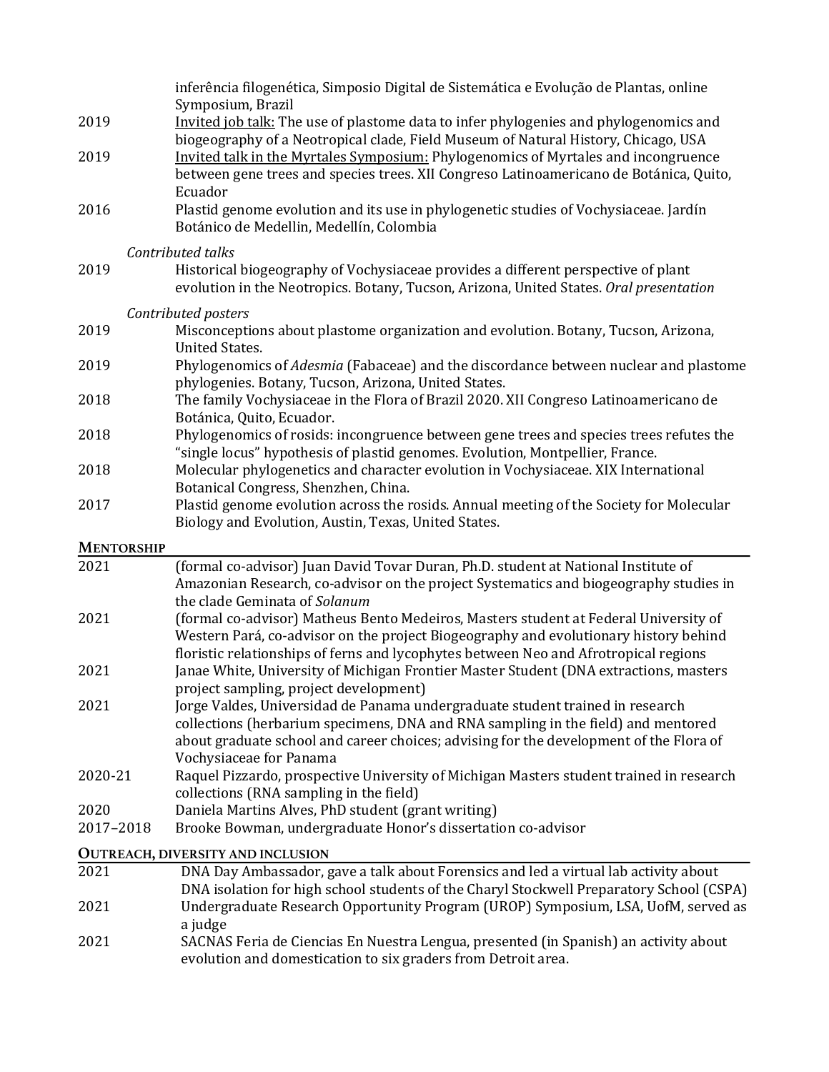| | |
|---|---|
| | inferência filogenética, Simposio Digital de Sistemática e Evolução de Plantas, online Symposium, Brazil |
| 2019 | Invited job talk: The use of plastome data to infer phylogenies and phylogenomics and biogeography of a Neotropical clade, Field Museum of Natural History, Chicago, USA |
| 2019 | Invited talk in the Myrtales Symposium: Phylogenomics of Myrtales and incongruence between gene trees and species trees. XII Congreso Latinoamericano de Botánica, Quito, Ecuador |
| 2016 | Plastid genome evolution and its use in phylogenetic studies of Vochysiaceae. Jardín Botánico de Medellin, Medellín, Colombia |

*Contributed talks*

| | |
|---|---|
| 2019 | Historical biogeography of Vochysiaceae provides a different perspective of plant evolution in the Neotropics. Botany, Tucson, Arizona, United States. *Oral presentation* |

*Contributed posters*

| | |
|---|---|
| 2019 | Misconceptions about plastome organization and evolution. Botany, Tucson, Arizona, United States. |
| 2019 | Phylogenomics of *Adesmia* (Fabaceae) and the discordance between nuclear and plastome phylogenies. Botany, Tucson, Arizona, United States. |
| 2018 | The family Vochysiaceae in the Flora of Brazil 2020. XII Congreso Latinoamericano de Botánica, Quito, Ecuador. |
| 2018 | Phylogenomics of rosids: incongruence between gene trees and species trees refutes the "single locus" hypothesis of plastid genomes. Evolution, Montpellier, France. |
| 2018 | Molecular phylogenetics and character evolution in Vochysiaceae. XIX International Botanical Congress, Shenzhen, China. |
| 2017 | Plastid genome evolution across the rosids. Annual meeting of the Society for Molecular Biology and Evolution, Austin, Texas, United States. |

## MENTORSHIP

| | |
|---|---|
| 2021 | (formal co-advisor) Juan David Tovar Duran, Ph.D. student at National Institute of Amazonian Research, co-advisor on the project Systematics and biogeography studies in the clade Geminata of *Solanum* |
| 2021 | (formal co-advisor) Matheus Bento Medeiros, Masters student at Federal University of Western Pará, co-advisor on the project Biogeography and evolutionary history behind floristic relationships of ferns and lycophytes between Neo and Afrotropical regions |
| 2021 | Janae White, University of Michigan Frontier Master Student (DNA extractions, masters project sampling, project development) |
| 2021 | Jorge Valdes, Universidad de Panama undergraduate student trained in research collections (herbarium specimens, DNA and RNA sampling in the field) and mentored about graduate school and career choices; advising for the development of the Flora of Vochysiaceae for Panama |
| 2020-21 | Raquel Pizzardo, prospective University of Michigan Masters student trained in research collections (RNA sampling in the field) |
| 2020 | Daniela Martins Alves, PhD student (grant writing) |
| 2017–2018 | Brooke Bowman, undergraduate Honor's dissertation co-advisor |

## OUTREACH, DIVERSITY AND INCLUSION

| | |
|---|---|
| 2021 | DNA Day Ambassador, gave a talk about Forensics and led a virtual lab activity about DNA isolation for high school students of the Charyl Stockwell Preparatory School (CSPA) |
| 2021 | Undergraduate Research Opportunity Program (UROP) Symposium, LSA, UofM, served as a judge |
| 2021 | SACNAS Feria de Ciencias En Nuestra Lengua, presented (in Spanish) an activity about evolution and domestication to six graders from Detroit area. |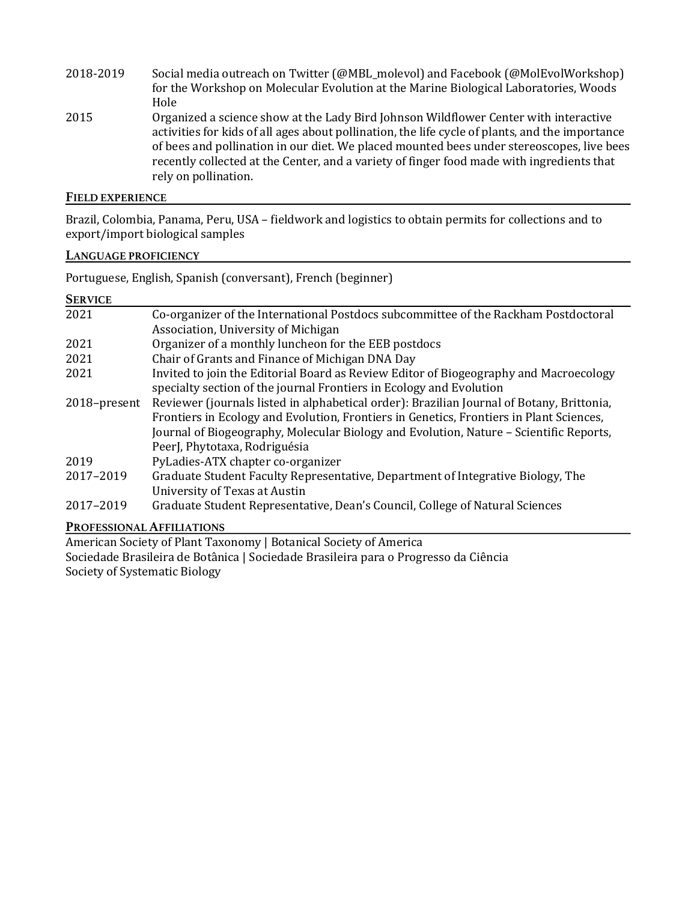| | |
|---|---|
| 2018-2019 | Social media outreach on Twitter (@MBL_molevol) and Facebook (@MolEvolWorkshop) for the Workshop on Molecular Evolution at the Marine Biological Laboratories, Woods Hole |
| 2015 | Organized a science show at the Lady Bird Johnson Wildflower Center with interactive activities for kids of all ages about pollination, the life cycle of plants, and the importance of bees and pollination in our diet. We placed mounted bees under stereoscopes, live bees recently collected at the Center, and a variety of finger food made with ingredients that rely on pollination. |

## FIELD EXPERIENCE

Brazil, Colombia, Panama, Peru, USA – fieldwork and logistics to obtain permits for collections and to export/import biological samples

## LANGUAGE PROFICIENCY

Portuguese, English, Spanish (conversant), French (beginner)

## SERVICE

| | |
|---|---|
| 2021 | Co-organizer of the International Postdocs subcommittee of the Rackham Postdoctoral Association, University of Michigan |
| 2021 | Organizer of a monthly luncheon for the EEB postdocs |
| 2021 | Chair of Grants and Finance of Michigan DNA Day |
| 2021 | Invited to join the Editorial Board as Review Editor of Biogeography and Macroecology specialty section of the journal Frontiers in Ecology and Evolution |
| 2018–present | Reviewer (journals listed in alphabetical order): Brazilian Journal of Botany, Brittonia, Frontiers in Ecology and Evolution, Frontiers in Genetics, Frontiers in Plant Sciences, Journal of Biogeography, Molecular Biology and Evolution, Nature – Scientific Reports, PeerJ, Phytotaxa, Rodriguésia |
| 2019 | PyLadies-ATX chapter co-organizer |
| 2017–2019 | Graduate Student Faculty Representative, Department of Integrative Biology, The University of Texas at Austin |
| 2017–2019 | Graduate Student Representative, Dean's Council, College of Natural Sciences |

## PROFESSIONAL AFFILIATIONS

American Society of Plant Taxonomy | Botanical Society of America
Sociedade Brasileira de Botânica | Sociedade Brasileira para o Progresso da Ciência
Society of Systematic Biology